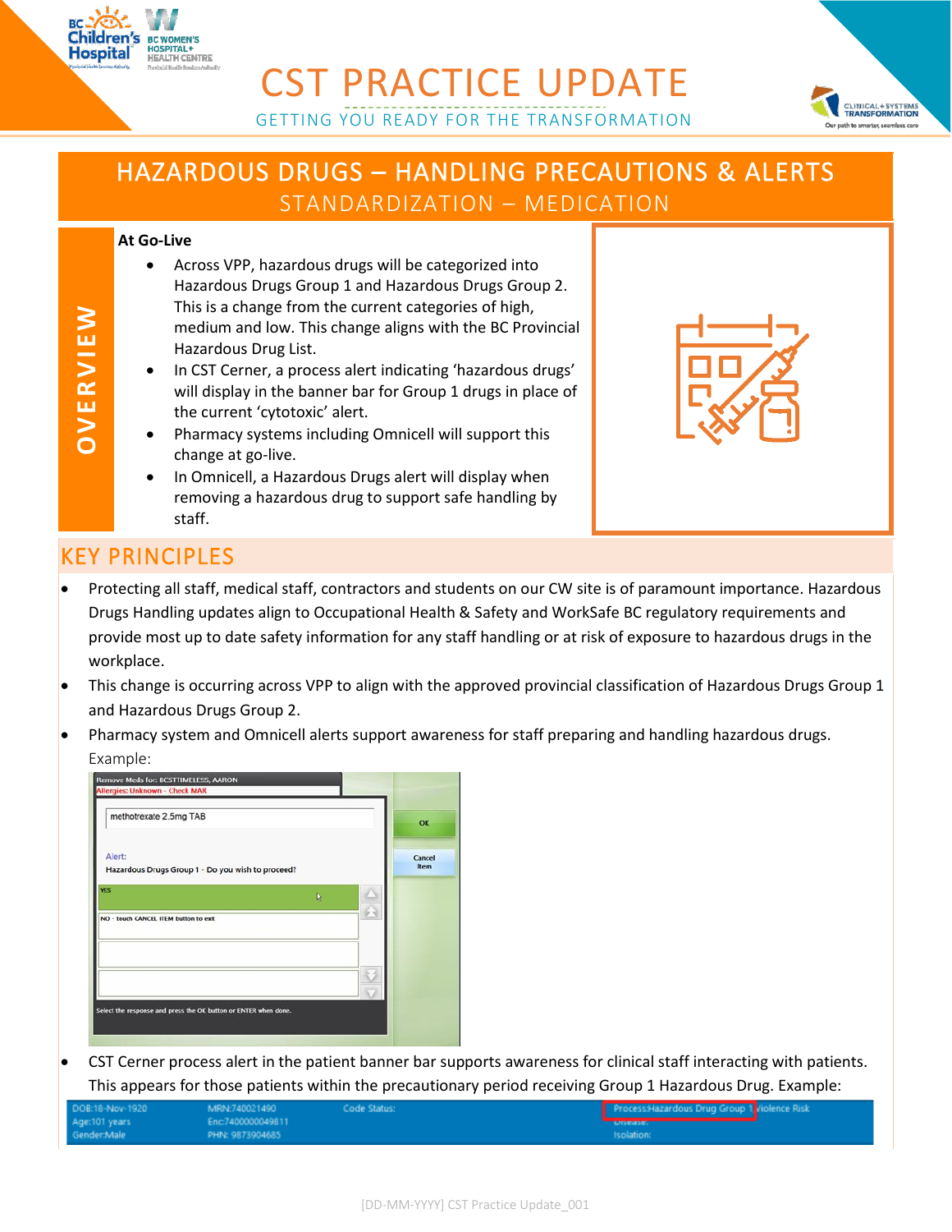# CST PRACTICE UPDATE

GETTING YOU READY FOR THE TRANSFORMATION

## HAZARDOUS DRUGS – HANDLING PRECAUTIONS & ALERTS

STANDARDIZATION – MEDICATION

### OVERVIEW

**At Go-Live**

- Across VPP, hazardous drugs will be categorized into Hazardous Drugs Group 1 and Hazardous Drugs Group 2. This is a change from the current categories of high, medium and low. This change aligns with the BC Provincial Hazardous Drug List.
- In CST Cerner, a process alert indicating 'hazardous drugs' will display in the banner bar for Group 1 drugs in place of the current 'cytotoxic' alert.
- Pharmacy systems including Omnicell will support this change at go-live.
- In Omnicell, a Hazardous Drugs alert will display when removing a hazardous drug to support safe handling by staff.

## KEY PRINCIPLES

- Protecting all staff, medical staff, contractors and students on our CW site is of paramount importance. Hazardous Drugs Handling updates align to Occupational Health & Safety and WorkSafe BC regulatory requirements and provide most up to date safety information for any staff handling or at risk of exposure to hazardous drugs in the workplace.
- This change is occurring across VPP to align with the approved provincial classification of Hazardous Drugs Group 1 and Hazardous Drugs Group 2.
- Pharmacy system and Omnicell alerts support awareness for staff preparing and handling hazardous drugs. Example:
- CST Cerner process alert in the patient banner bar supports awareness for clinical staff interacting with patients. This appears for those patients within the precautionary period receiving Group 1 Hazardous Drug. Example: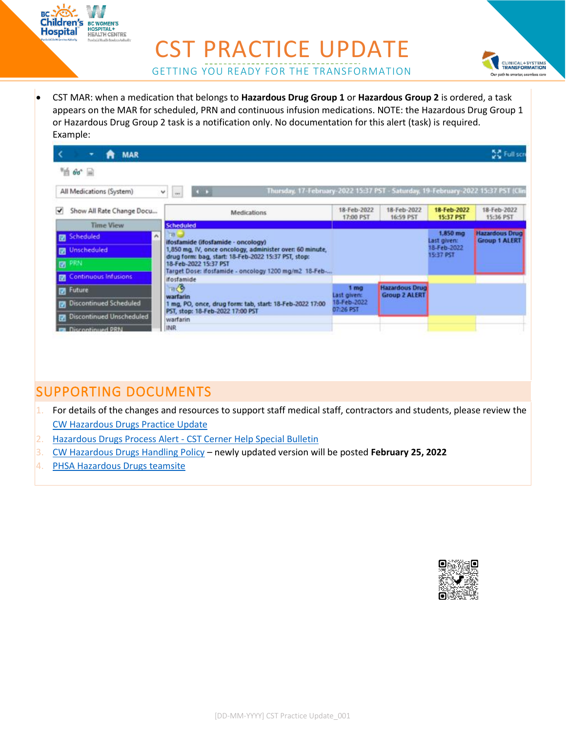- CST MAR: when a medication that belongs to **Hazardous Drug Group 1** or **Hazardous Group 2** is ordered, a task appears on the MAR for scheduled, PRN and continuous infusion medications. NOTE: the Hazardous Drug Group 1 or Hazardous Drug Group 2 task is a notification only. No documentation for this alert (task) is required. Example:

## SUPPORTING DOCUMENTS

1. For details of the changes and resources to support staff medical staff, contractors and students, please review the CW Hazardous Drugs Practice Update
2. Hazardous Drugs Process Alert - CST Cerner Help Special Bulletin
3. CW Hazardous Drugs Handling Policy – newly updated version will be posted **February 25, 2022**
4. PHSA Hazardous Drugs teamsite